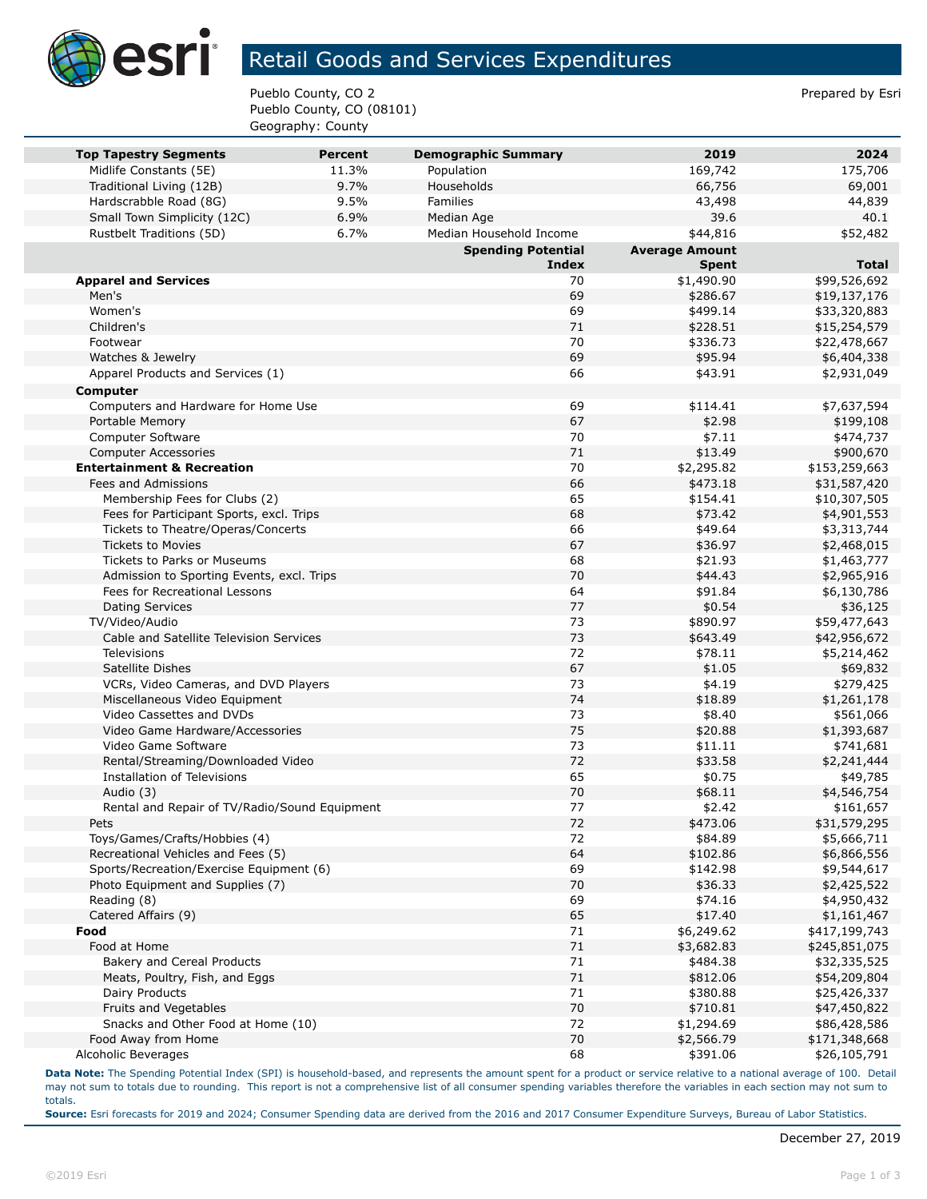# Retail Goods and Services Expenditures

Pueblo County, CO 2
Pueblo County, CO (08101)
Geography: County

Prepared by Esri

| Top Tapestry Segments | Percent | Demographic Summary | 2019 | 2024 |
|---|---|---|---|---|
| Midlife Constants (5E) | 11.3% | Population | 169,742 | 175,706 |
| Traditional Living (12B) | 9.7% | Households | 66,756 | 69,001 |
| Hardscrabble Road (8G) | 9.5% | Families | 43,498 | 44,839 |
| Small Town Simplicity (12C) | 6.9% | Median Age | 39.6 | 40.1 |
| Rustbelt Traditions (5D) | 6.7% | Median Household Income | $44,816 | $52,482 |

| | Spending Potential Index | Average Amount Spent | Total |
|---|---|---|---|
| **Apparel and Services** | 70 | $1,490.90 | $99,526,692 |
| Men's | 69 | $286.67 | $19,137,176 |
| Women's | 69 | $499.14 | $33,320,883 |
| Children's | 71 | $228.51 | $15,254,579 |
| Footwear | 70 | $336.73 | $22,478,667 |
| Watches & Jewelry | 69 | $95.94 | $6,404,338 |
| Apparel Products and Services (1) | 66 | $43.91 | $2,931,049 |
| **Computer** | | | |
| Computers and Hardware for Home Use | 69 | $114.41 | $7,637,594 |
| Portable Memory | 67 | $2.98 | $199,108 |
| Computer Software | 70 | $7.11 | $474,737 |
| Computer Accessories | 71 | $13.49 | $900,670 |
| **Entertainment & Recreation** | 70 | $2,295.82 | $153,259,663 |
| Fees and Admissions | 66 | $473.18 | $31,587,420 |
| Membership Fees for Clubs (2) | 65 | $154.41 | $10,307,505 |
| Fees for Participant Sports, excl. Trips | 68 | $73.42 | $4,901,553 |
| Tickets to Theatre/Operas/Concerts | 66 | $49.64 | $3,313,744 |
| Tickets to Movies | 67 | $36.97 | $2,468,015 |
| Tickets to Parks or Museums | 68 | $21.93 | $1,463,777 |
| Admission to Sporting Events, excl. Trips | 70 | $44.43 | $2,965,916 |
| Fees for Recreational Lessons | 64 | $91.84 | $6,130,786 |
| Dating Services | 77 | $0.54 | $36,125 |
| TV/Video/Audio | 73 | $890.97 | $59,477,643 |
| Cable and Satellite Television Services | 73 | $643.49 | $42,956,672 |
| Televisions | 72 | $78.11 | $5,214,462 |
| Satellite Dishes | 67 | $1.05 | $69,832 |
| VCRs, Video Cameras, and DVD Players | 73 | $4.19 | $279,425 |
| Miscellaneous Video Equipment | 74 | $18.89 | $1,261,178 |
| Video Cassettes and DVDs | 73 | $8.40 | $561,066 |
| Video Game Hardware/Accessories | 75 | $20.88 | $1,393,687 |
| Video Game Software | 73 | $11.11 | $741,681 |
| Rental/Streaming/Downloaded Video | 72 | $33.58 | $2,241,444 |
| Installation of Televisions | 65 | $0.75 | $49,785 |
| Audio (3) | 70 | $68.11 | $4,546,754 |
| Rental and Repair of TV/Radio/Sound Equipment | 77 | $2.42 | $161,657 |
| Pets | 72 | $473.06 | $31,579,295 |
| Toys/Games/Crafts/Hobbies (4) | 72 | $84.89 | $5,666,711 |
| Recreational Vehicles and Fees (5) | 64 | $102.86 | $6,866,556 |
| Sports/Recreation/Exercise Equipment (6) | 69 | $142.98 | $9,544,617 |
| Photo Equipment and Supplies (7) | 70 | $36.33 | $2,425,522 |
| Reading (8) | 69 | $74.16 | $4,950,432 |
| Catered Affairs (9) | 65 | $17.40 | $1,161,467 |
| **Food** | 71 | $6,249.62 | $417,199,743 |
| Food at Home | 71 | $3,682.83 | $245,851,075 |
| Bakery and Cereal Products | 71 | $484.38 | $32,335,525 |
| Meats, Poultry, Fish, and Eggs | 71 | $812.06 | $54,209,804 |
| Dairy Products | 71 | $380.88 | $25,426,337 |
| Fruits and Vegetables | 70 | $710.81 | $47,450,822 |
| Snacks and Other Food at Home (10) | 72 | $1,294.69 | $86,428,586 |
| Food Away from Home | 70 | $2,566.79 | $171,348,668 |
| Alcoholic Beverages | 68 | $391.06 | $26,105,791 |

**Data Note:** The Spending Potential Index (SPI) is household-based, and represents the amount spent for a product or service relative to a national average of 100. Detail may not sum to totals due to rounding. This report is not a comprehensive list of all consumer spending variables therefore the variables in each section may not sum to totals.
**Source:** Esri forecasts for 2019 and 2024; Consumer Spending data are derived from the 2016 and 2017 Consumer Expenditure Surveys, Bureau of Labor Statistics.

December 27, 2019

©2019 Esri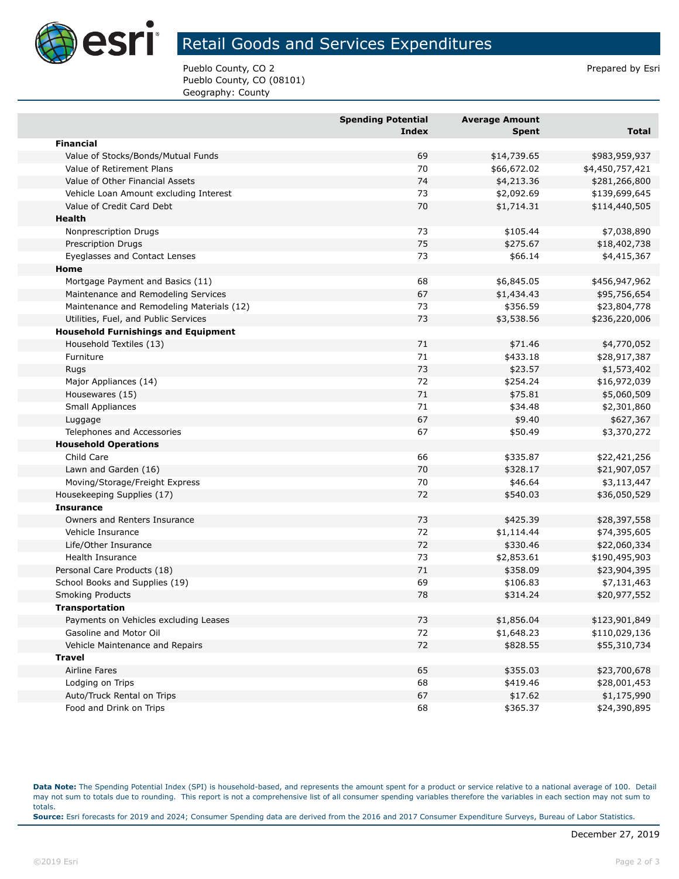# Retail Goods and Services Expenditures

Pueblo County, CO 2
Pueblo County, CO (08101)
Geography: County

Prepared by Esri

| | Spending Potential Index | Average Amount Spent | Total |
|---|---|---|---|
| **Financial** | | | |
| Value of Stocks/Bonds/Mutual Funds | 69 | $14,739.65 | $983,959,937 |
| Value of Retirement Plans | 70 | $66,672.02 | $4,450,757,421 |
| Value of Other Financial Assets | 74 | $4,213.36 | $281,266,800 |
| Vehicle Loan Amount excluding Interest | 73 | $2,092.69 | $139,699,645 |
| Value of Credit Card Debt | 70 | $1,714.31 | $114,440,505 |
| **Health** | | | |
| Nonprescription Drugs | 73 | $105.44 | $7,038,890 |
| Prescription Drugs | 75 | $275.67 | $18,402,738 |
| Eyeglasses and Contact Lenses | 73 | $66.14 | $4,415,367 |
| **Home** | | | |
| Mortgage Payment and Basics (11) | 68 | $6,845.05 | $456,947,962 |
| Maintenance and Remodeling Services | 67 | $1,434.43 | $95,756,654 |
| Maintenance and Remodeling Materials (12) | 73 | $356.59 | $23,804,778 |
| Utilities, Fuel, and Public Services | 73 | $3,538.56 | $236,220,006 |
| **Household Furnishings and Equipment** | | | |
| Household Textiles (13) | 71 | $71.46 | $4,770,052 |
| Furniture | 71 | $433.18 | $28,917,387 |
| Rugs | 73 | $23.57 | $1,573,402 |
| Major Appliances (14) | 72 | $254.24 | $16,972,039 |
| Housewares (15) | 71 | $75.81 | $5,060,509 |
| Small Appliances | 71 | $34.48 | $2,301,860 |
| Luggage | 67 | $9.40 | $627,367 |
| Telephones and Accessories | 67 | $50.49 | $3,370,272 |
| **Household Operations** | | | |
| Child Care | 66 | $335.87 | $22,421,256 |
| Lawn and Garden (16) | 70 | $328.17 | $21,907,057 |
| Moving/Storage/Freight Express | 70 | $46.64 | $3,113,447 |
| Housekeeping Supplies (17) | 72 | $540.03 | $36,050,529 |
| **Insurance** | | | |
| Owners and Renters Insurance | 73 | $425.39 | $28,397,558 |
| Vehicle Insurance | 72 | $1,114.44 | $74,395,605 |
| Life/Other Insurance | 72 | $330.46 | $22,060,334 |
| Health Insurance | 73 | $2,853.61 | $190,495,903 |
| Personal Care Products (18) | 71 | $358.09 | $23,904,395 |
| School Books and Supplies (19) | 69 | $106.83 | $7,131,463 |
| Smoking Products | 78 | $314.24 | $20,977,552 |
| **Transportation** | | | |
| Payments on Vehicles excluding Leases | 73 | $1,856.04 | $123,901,849 |
| Gasoline and Motor Oil | 72 | $1,648.23 | $110,029,136 |
| Vehicle Maintenance and Repairs | 72 | $828.55 | $55,310,734 |
| **Travel** | | | |
| Airline Fares | 65 | $355.03 | $23,700,678 |
| Lodging on Trips | 68 | $419.46 | $28,001,453 |
| Auto/Truck Rental on Trips | 67 | $17.62 | $1,175,990 |
| Food and Drink on Trips | 68 | $365.37 | $24,390,895 |

**Data Note:** The Spending Potential Index (SPI) is household-based, and represents the amount spent for a product or service relative to a national average of 100. Detail may not sum to totals due to rounding. This report is not a comprehensive list of all consumer spending variables therefore the variables in each section may not sum to totals.
**Source:** Esri forecasts for 2019 and 2024; Consumer Spending data are derived from the 2016 and 2017 Consumer Expenditure Surveys, Bureau of Labor Statistics.

December 27, 2019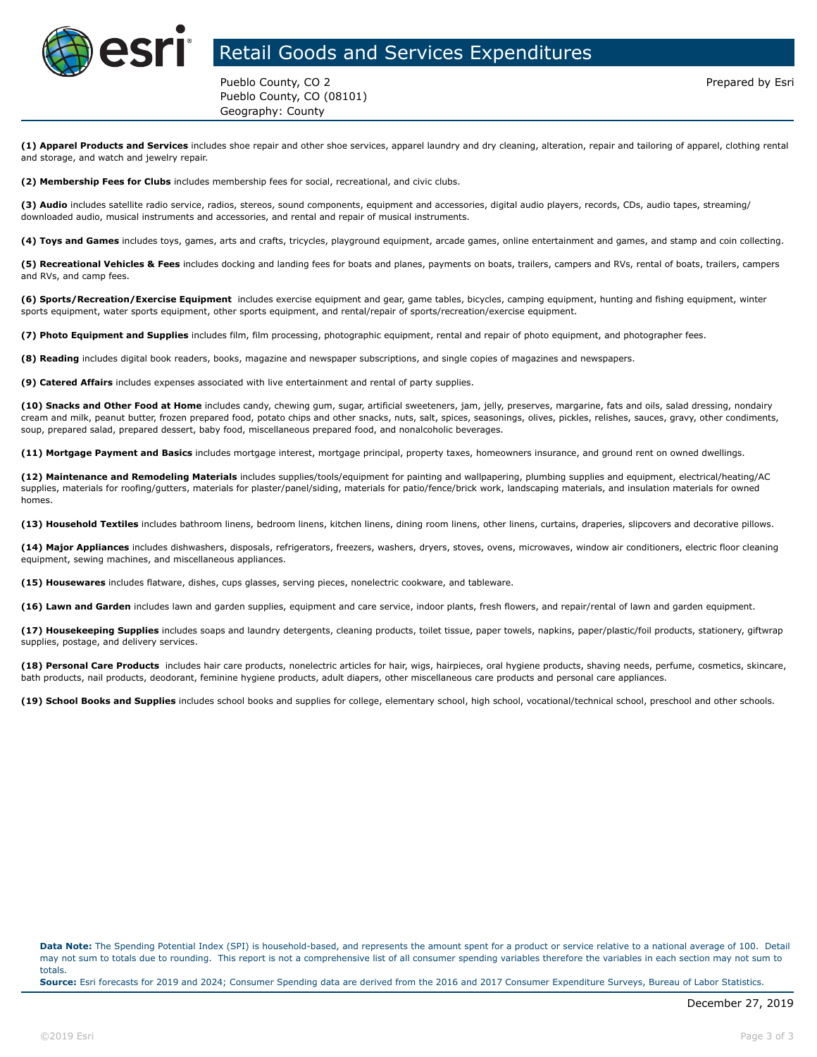# Retail Goods and Services Expenditures

Pueblo County, CO 2
Pueblo County, CO (08101)
Geography: County

Prepared by Esri

**(1) Apparel Products and Services** includes shoe repair and other shoe services, apparel laundry and dry cleaning, alteration, repair and tailoring of apparel, clothing rental and storage, and watch and jewelry repair.

**(2) Membership Fees for Clubs** includes membership fees for social, recreational, and civic clubs.

**(3) Audio** includes satellite radio service, radios, stereos, sound components, equipment and accessories, digital audio players, records, CDs, audio tapes, streaming/ downloaded audio, musical instruments and accessories, and rental and repair of musical instruments.

**(4) Toys and Games** includes toys, games, arts and crafts, tricycles, playground equipment, arcade games, online entertainment and games, and stamp and coin collecting.

**(5) Recreational Vehicles & Fees** includes docking and landing fees for boats and planes, payments on boats, trailers, campers and RVs, rental of boats, trailers, campers and RVs, and camp fees.

**(6) Sports/Recreation/Exercise Equipment** includes exercise equipment and gear, game tables, bicycles, camping equipment, hunting and fishing equipment, winter sports equipment, water sports equipment, other sports equipment, and rental/repair of sports/recreation/exercise equipment.

**(7) Photo Equipment and Supplies** includes film, film processing, photographic equipment, rental and repair of photo equipment, and photographer fees.

**(8) Reading** includes digital book readers, books, magazine and newspaper subscriptions, and single copies of magazines and newspapers.

**(9) Catered Affairs** includes expenses associated with live entertainment and rental of party supplies.

**(10) Snacks and Other Food at Home** includes candy, chewing gum, sugar, artificial sweeteners, jam, jelly, preserves, margarine, fats and oils, salad dressing, nondairy cream and milk, peanut butter, frozen prepared food, potato chips and other snacks, nuts, salt, spices, seasonings, olives, pickles, relishes, sauces, gravy, other condiments, soup, prepared salad, prepared dessert, baby food, miscellaneous prepared food, and nonalcoholic beverages.

**(11) Mortgage Payment and Basics** includes mortgage interest, mortgage principal, property taxes, homeowners insurance, and ground rent on owned dwellings.

**(12) Maintenance and Remodeling Materials** includes supplies/tools/equipment for painting and wallpapering, plumbing supplies and equipment, electrical/heating/AC supplies, materials for roofing/gutters, materials for plaster/panel/siding, materials for patio/fence/brick work, landscaping materials, and insulation materials for owned homes.

**(13) Household Textiles** includes bathroom linens, bedroom linens, kitchen linens, dining room linens, other linens, curtains, draperies, slipcovers and decorative pillows.

**(14) Major Appliances** includes dishwashers, disposals, refrigerators, freezers, washers, dryers, stoves, ovens, microwaves, window air conditioners, electric floor cleaning equipment, sewing machines, and miscellaneous appliances.

**(15) Housewares** includes flatware, dishes, cups glasses, serving pieces, nonelectric cookware, and tableware.

**(16) Lawn and Garden** includes lawn and garden supplies, equipment and care service, indoor plants, fresh flowers, and repair/rental of lawn and garden equipment.

**(17) Housekeeping Supplies** includes soaps and laundry detergents, cleaning products, toilet tissue, paper towels, napkins, paper/plastic/foil products, stationery, giftwrap supplies, postage, and delivery services.

**(18) Personal Care Products** includes hair care products, nonelectric articles for hair, wigs, hairpieces, oral hygiene products, shaving needs, perfume, cosmetics, skincare, bath products, nail products, deodorant, feminine hygiene products, adult diapers, other miscellaneous care products and personal care appliances.

**(19) School Books and Supplies** includes school books and supplies for college, elementary school, high school, vocational/technical school, preschool and other schools.

**Data Note:** The Spending Potential Index (SPI) is household-based, and represents the amount spent for a product or service relative to a national average of 100. Detail may not sum to totals due to rounding. This report is not a comprehensive list of all consumer spending variables therefore the variables in each section may not sum to totals.
**Source:** Esri forecasts for 2019 and 2024; Consumer Spending data are derived from the 2016 and 2017 Consumer Expenditure Surveys, Bureau of Labor Statistics.

December 27, 2019